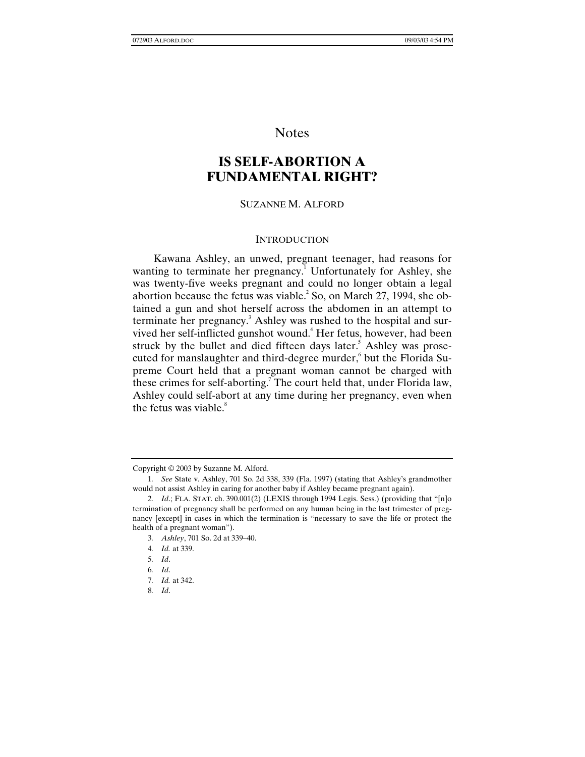Notes

# IS SELF-ABORTION A FUNDAMENTAL RIGHT?

SUZANNE M. ALFORD

## INTRODUCTION

Kawana Ashley, an unwed, pregnant teenager, had reasons for wanting to terminate her pregnancy.[1] Unfortunately for Ashley, she was twenty-five weeks pregnant and could no longer obtain a legal abortion because the fetus was viable.[2] So, on March 27, 1994, she obtained a gun and shot herself across the abdomen in an attempt to terminate her pregnancy.[3] Ashley was rushed to the hospital and survived her self-inflicted gunshot wound.[4] Her fetus, however, had been struck by the bullet and died fifteen days later.[5] Ashley was prosecuted for manslaughter and third-degree murder,[6] but the Florida Supreme Court held that a pregnant woman cannot be charged with these crimes for self-aborting.[7] The court held that, under Florida law, Ashley could self-abort at any time during her pregnancy, even when the fetus was viable.[8]

---

Copyright © 2003 by Suzanne M. Alford.

1. *See* State v. Ashley, 701 So. 2d 338, 339 (Fla. 1997) (stating that Ashley's grandmother would not assist Ashley in caring for another baby if Ashley became pregnant again).

2. *Id*.; FLA. STAT. ch. 390.001(2) (LEXIS through 1994 Legis. Sess.) (providing that "[n]o termination of pregnancy shall be performed on any human being in the last trimester of pregnancy [except] in cases in which the termination is "necessary to save the life or protect the health of a pregnant woman").

3. *Ashley*, 701 So. 2d at 339–40.

4. *Id.* at 339.

5. *Id*.

6. *Id*.

7. *Id.* at 342.

8. *Id*.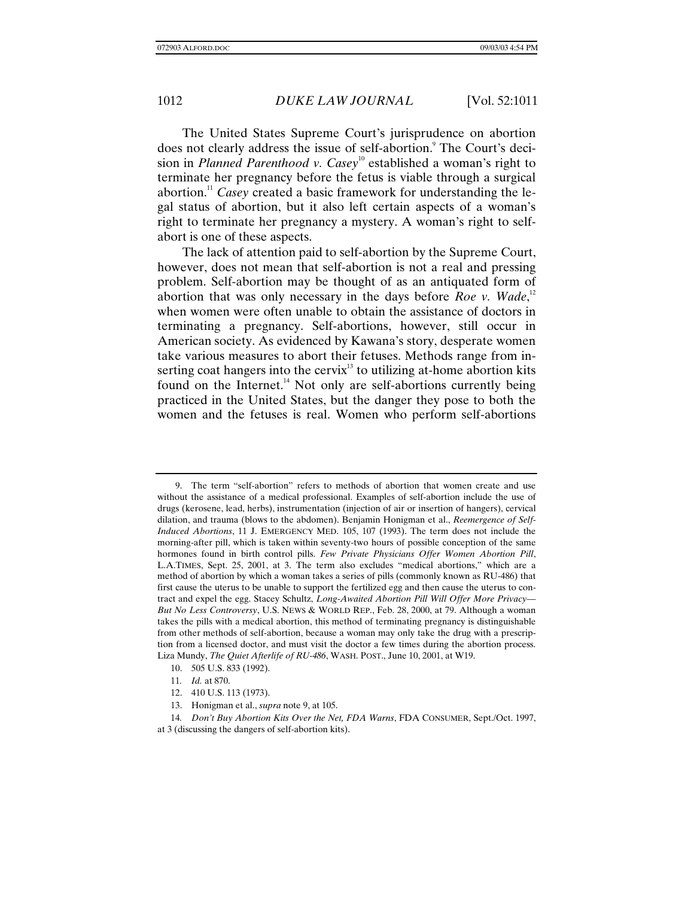The United States Supreme Court's jurisprudence on abortion does not clearly address the issue of self-abortion.[9] The Court's decision in *Planned Parenthood v. Casey*[10] established a woman's right to terminate her pregnancy before the fetus is viable through a surgical abortion.[11] *Casey* created a basic framework for understanding the legal status of abortion, but it also left certain aspects of a woman's right to terminate her pregnancy a mystery. A woman's right to self-abort is one of these aspects.

The lack of attention paid to self-abortion by the Supreme Court, however, does not mean that self-abortion is not a real and pressing problem. Self-abortion may be thought of as an antiquated form of abortion that was only necessary in the days before *Roe v. Wade*,[12] when women were often unable to obtain the assistance of doctors in terminating a pregnancy. Self-abortions, however, still occur in American society. As evidenced by Kawana's story, desperate women take various measures to abort their fetuses. Methods range from inserting coat hangers into the cervix[13] to utilizing at-home abortion kits found on the Internet.[14] Not only are self-abortions currently being practiced in the United States, but the danger they pose to both the women and the fetuses is real. Women who perform self-abortions

---

9. The term "self-abortion" refers to methods of abortion that women create and use without the assistance of a medical professional. Examples of self-abortion include the use of drugs (kerosene, lead, herbs), instrumentation (injection of air or insertion of hangers), cervical dilation, and trauma (blows to the abdomen). Benjamin Honigman et al., *Reemergence of Self-Induced Abortions*, 11 J. EMERGENCY MED. 105, 107 (1993). The term does not include the morning-after pill, which is taken within seventy-two hours of possible conception of the same hormones found in birth control pills. *Few Private Physicians Offer Women Abortion Pill*, L.A.TIMES, Sept. 25, 2001, at 3. The term also excludes "medical abortions," which are a method of abortion by which a woman takes a series of pills (commonly known as RU-486) that first cause the uterus to be unable to support the fertilized egg and then cause the uterus to contract and expel the egg. Stacey Schultz, *Long-Awaited Abortion Pill Will Offer More Privacy—But No Less Controversy*, U.S. NEWS & WORLD REP., Feb. 28, 2000, at 79. Although a woman takes the pills with a medical abortion, this method of terminating pregnancy is distinguishable from other methods of self-abortion, because a woman may only take the drug with a prescription from a licensed doctor, and must visit the doctor a few times during the abortion process. Liza Mundy, *The Quiet Afterlife of RU-486*, WASH. POST., June 10, 2001, at W19.

10. 505 U.S. 833 (1992).

11. *Id.* at 870.

12. 410 U.S. 113 (1973).

13. Honigman et al., *supra* note 9, at 105.

14. *Don't Buy Abortion Kits Over the Net, FDA Warns*, FDA CONSUMER, Sept./Oct. 1997, at 3 (discussing the dangers of self-abortion kits).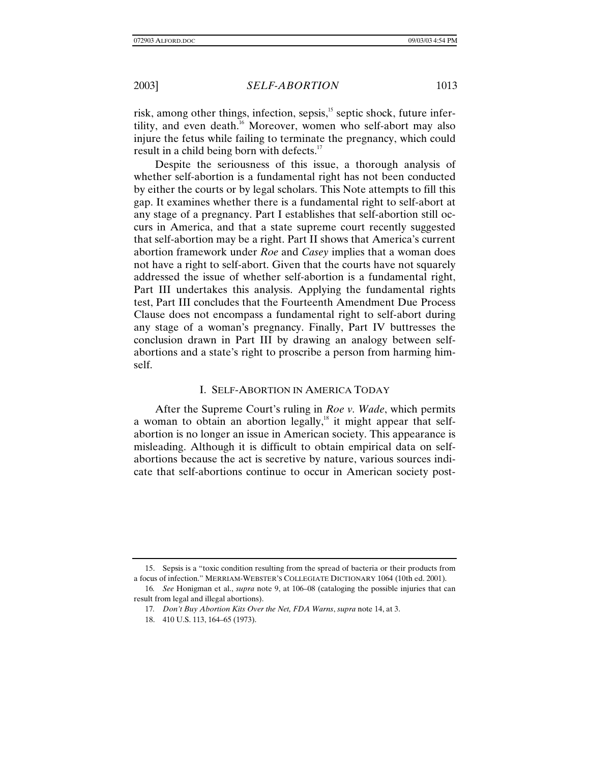risk, among other things, infection, sepsis,[15] septic shock, future infertility, and even death.[16] Moreover, women who self-abort may also injure the fetus while failing to terminate the pregnancy, which could result in a child being born with defects.[17]

Despite the seriousness of this issue, a thorough analysis of whether self-abortion is a fundamental right has not been conducted by either the courts or by legal scholars. This Note attempts to fill this gap. It examines whether there is a fundamental right to self-abort at any stage of a pregnancy. Part I establishes that self-abortion still occurs in America, and that a state supreme court recently suggested that self-abortion may be a right. Part II shows that America's current abortion framework under *Roe* and *Casey* implies that a woman does not have a right to self-abort. Given that the courts have not squarely addressed the issue of whether self-abortion is a fundamental right, Part III undertakes this analysis. Applying the fundamental rights test, Part III concludes that the Fourteenth Amendment Due Process Clause does not encompass a fundamental right to self-abort during any stage of a woman's pregnancy. Finally, Part IV buttresses the conclusion drawn in Part III by drawing an analogy between self-abortions and a state's right to proscribe a person from harming himself.

## I. SELF-ABORTION IN AMERICA TODAY

After the Supreme Court's ruling in *Roe v. Wade*, which permits a woman to obtain an abortion legally,[18] it might appear that self-abortion is no longer an issue in American society. This appearance is misleading. Although it is difficult to obtain empirical data on self-abortions because the act is secretive by nature, various sources indicate that self-abortions continue to occur in American society post-

---

15. Sepsis is a "toxic condition resulting from the spread of bacteria or their products from a focus of infection." MERRIAM-WEBSTER'S COLLEGIATE DICTIONARY 1064 (10th ed. 2001).

16. *See* Honigman et al., *supra* note 9, at 106–08 (cataloging the possible injuries that can result from legal and illegal abortions).

17. *Don't Buy Abortion Kits Over the Net, FDA Warns*, *supra* note 14, at 3.

18. 410 U.S. 113, 164–65 (1973).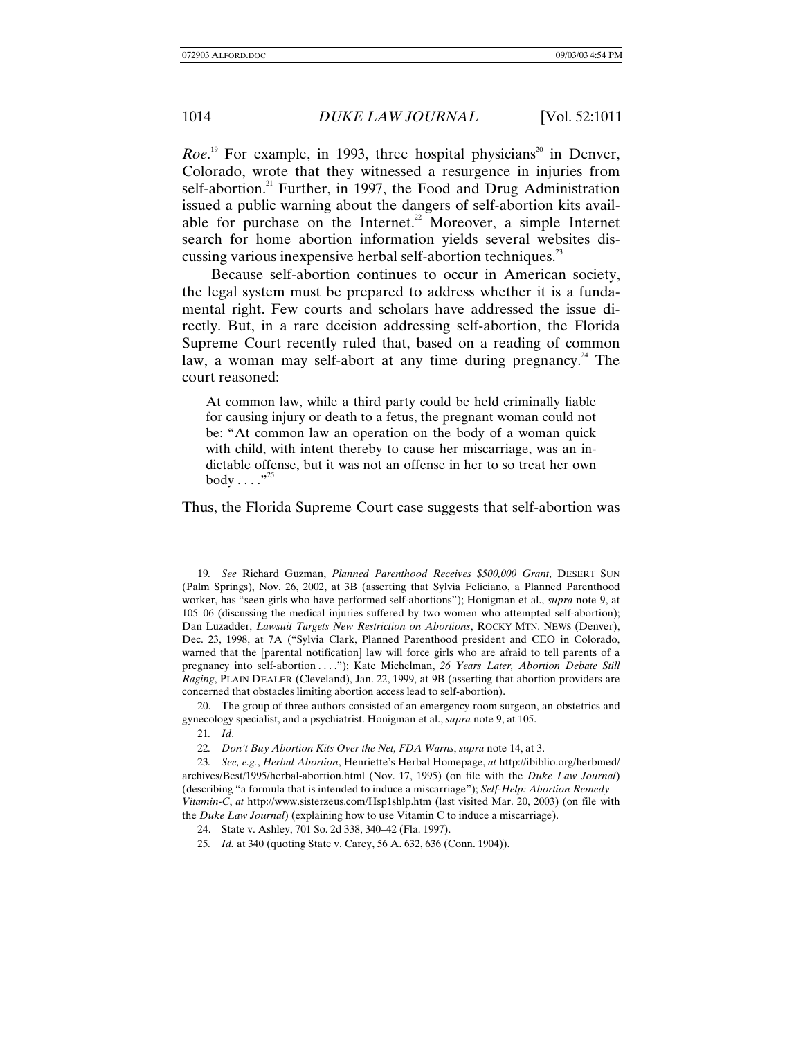*Roe*.[19] For example, in 1993, three hospital physicians[20] in Denver, Colorado, wrote that they witnessed a resurgence in injuries from self-abortion.[21] Further, in 1997, the Food and Drug Administration issued a public warning about the dangers of self-abortion kits available for purchase on the Internet.[22] Moreover, a simple Internet search for home abortion information yields several websites discussing various inexpensive herbal self-abortion techniques.[23]

Because self-abortion continues to occur in American society, the legal system must be prepared to address whether it is a fundamental right. Few courts and scholars have addressed the issue directly. But, in a rare decision addressing self-abortion, the Florida Supreme Court recently ruled that, based on a reading of common law, a woman may self-abort at any time during pregnancy.[24] The court reasoned:

> At common law, while a third party could be held criminally liable for causing injury or death to a fetus, the pregnant woman could not be: "At common law an operation on the body of a woman quick with child, with intent thereby to cause her miscarriage, was an indictable offense, but it was not an offense in her to so treat her own body . . . ."[25]

Thus, the Florida Supreme Court case suggests that self-abortion was

---

19. *See* Richard Guzman, *Planned Parenthood Receives $500,000 Grant*, DESERT SUN (Palm Springs), Nov. 26, 2002, at 3B (asserting that Sylvia Feliciano, a Planned Parenthood worker, has "seen girls who have performed self-abortions"); Honigman et al., *supra* note 9, at 105–06 (discussing the medical injuries suffered by two women who attempted self-abortion); Dan Luzadder, *Lawsuit Targets New Restriction on Abortions*, ROCKY MTN. NEWS (Denver), Dec. 23, 1998, at 7A ("Sylvia Clark, Planned Parenthood president and CEO in Colorado, warned that the [parental notification] law will force girls who are afraid to tell parents of a pregnancy into self-abortion . . . ."); Kate Michelman, *26 Years Later, Abortion Debate Still Raging*, PLAIN DEALER (Cleveland), Jan. 22, 1999, at 9B (asserting that abortion providers are concerned that obstacles limiting abortion access lead to self-abortion).

20. The group of three authors consisted of an emergency room surgeon, an obstetrics and gynecology specialist, and a psychiatrist. Honigman et al., *supra* note 9, at 105.

21. *Id*.

22. *Don't Buy Abortion Kits Over the Net, FDA Warns*, *supra* note 14, at 3.

23. *See, e.g.*, *Herbal Abortion*, Henriette's Herbal Homepage, *at* http://ibiblio.org/herbmed/archives/Best/1995/herbal-abortion.html (Nov. 17, 1995) (on file with the *Duke Law Journal*) (describing "a formula that is intended to induce a miscarriage"); *Self-Help: Abortion Remedy—Vitamin-C*, *at* http://www.sisterzeus.com/Hsp1shlp.htm (last visited Mar. 20, 2003) (on file with the *Duke Law Journal*) (explaining how to use Vitamin C to induce a miscarriage).

24. State v. Ashley, 701 So. 2d 338, 340–42 (Fla. 1997).

25. *Id.* at 340 (quoting State v. Carey, 56 A. 632, 636 (Conn. 1904)).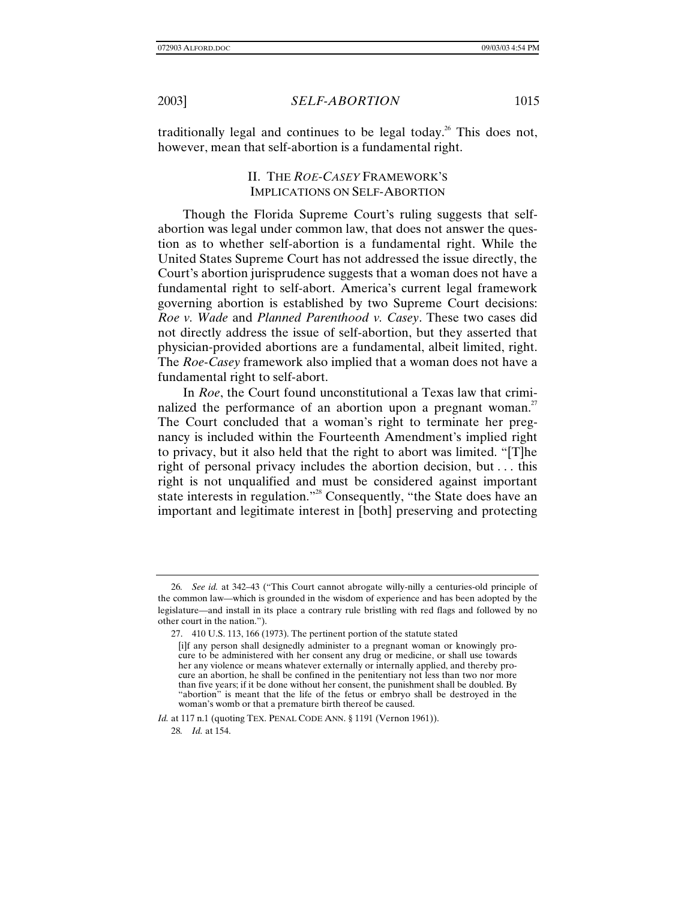traditionally legal and continues to be legal today.[26] This does not, however, mean that self-abortion is a fundamental right.

## II. THE *ROE-CASEY* FRAMEWORK'S IMPLICATIONS ON SELF-ABORTION

Though the Florida Supreme Court's ruling suggests that self-abortion was legal under common law, that does not answer the question as to whether self-abortion is a fundamental right. While the United States Supreme Court has not addressed the issue directly, the Court's abortion jurisprudence suggests that a woman does not have a fundamental right to self-abort. America's current legal framework governing abortion is established by two Supreme Court decisions: *Roe v. Wade* and *Planned Parenthood v. Casey*. These two cases did not directly address the issue of self-abortion, but they asserted that physician-provided abortions are a fundamental, albeit limited, right. The *Roe-Casey* framework also implied that a woman does not have a fundamental right to self-abort.

In *Roe*, the Court found unconstitutional a Texas law that criminalized the performance of an abortion upon a pregnant woman.[27] The Court concluded that a woman's right to terminate her pregnancy is included within the Fourteenth Amendment's implied right to privacy, but it also held that the right to abort was limited. "[T]he right of personal privacy includes the abortion decision, but . . . this right is not unqualified and must be considered against important state interests in regulation."[28] Consequently, "the State does have an important and legitimate interest in [both] preserving and protecting

---

26. *See id.* at 342–43 ("This Court cannot abrogate willy-nilly a centuries-old principle of the common law—which is grounded in the wisdom of experience and has been adopted by the legislature—and install in its place a contrary rule bristling with red flags and followed by no other court in the nation.").

27. 410 U.S. 113, 166 (1973). The pertinent portion of the statute stated

> [i]f any person shall designedly administer to a pregnant woman or knowingly procure to be administered with her consent any drug or medicine, or shall use towards her any violence or means whatever externally or internally applied, and thereby procure an abortion, he shall be confined in the penitentiary not less than two nor more than five years; if it be done without her consent, the punishment shall be doubled. By "abortion" is meant that the life of the fetus or embryo shall be destroyed in the woman's womb or that a premature birth thereof be caused.

*Id.* at 117 n.1 (quoting TEX. PENAL CODE ANN. § 1191 (Vernon 1961)).

28. *Id.* at 154.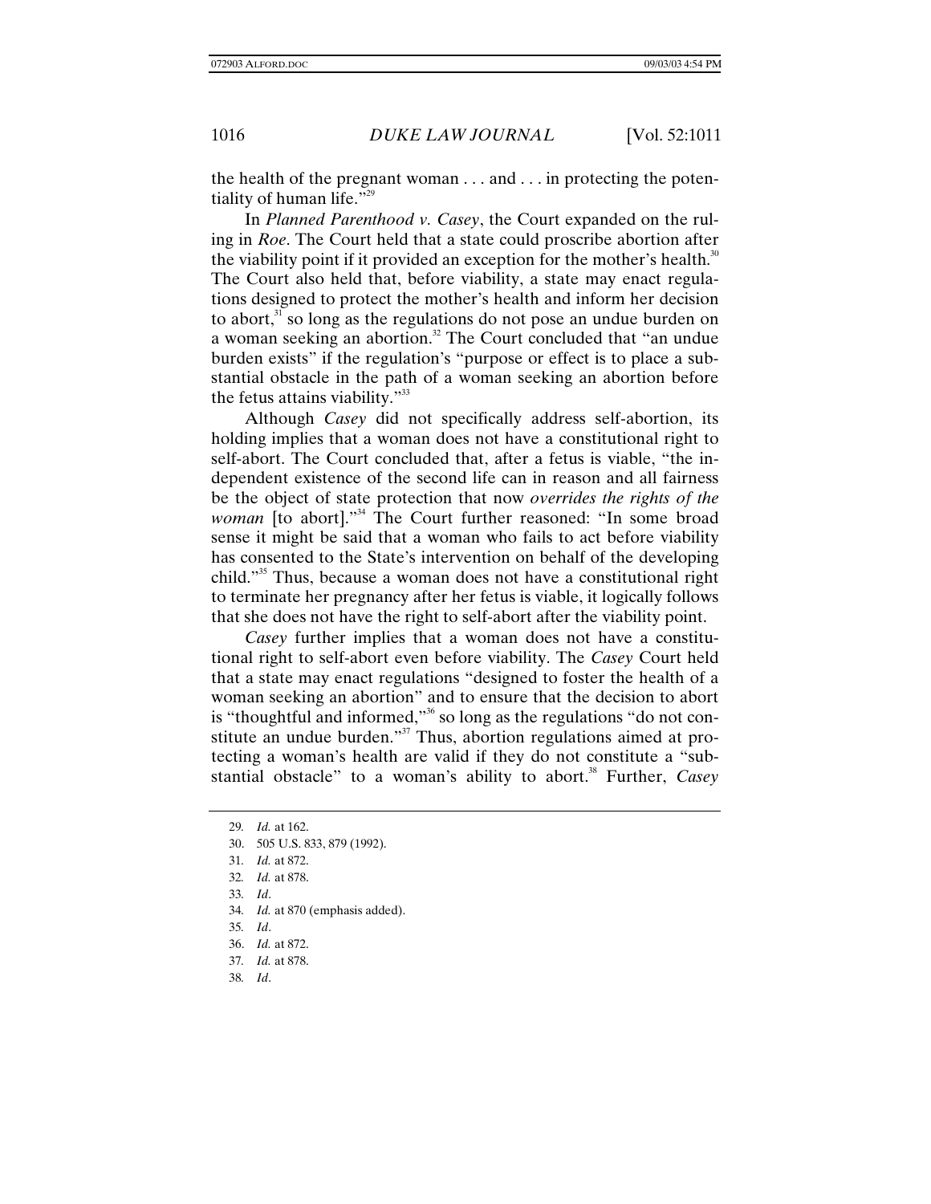the health of the pregnant woman . . . and . . . in protecting the potentiality of human life."[29]

In *Planned Parenthood v. Casey*, the Court expanded on the ruling in *Roe*. The Court held that a state could proscribe abortion after the viability point if it provided an exception for the mother's health.[30] The Court also held that, before viability, a state may enact regulations designed to protect the mother's health and inform her decision to abort,[31] so long as the regulations do not pose an undue burden on a woman seeking an abortion.[32] The Court concluded that "an undue burden exists" if the regulation's "purpose or effect is to place a substantial obstacle in the path of a woman seeking an abortion before the fetus attains viability."[33]

Although *Casey* did not specifically address self-abortion, its holding implies that a woman does not have a constitutional right to self-abort. The Court concluded that, after a fetus is viable, "the independent existence of the second life can in reason and all fairness be the object of state protection that now *overrides the rights of the woman* [to abort]."[34] The Court further reasoned: "In some broad sense it might be said that a woman who fails to act before viability has consented to the State's intervention on behalf of the developing child."[35] Thus, because a woman does not have a constitutional right to terminate her pregnancy after her fetus is viable, it logically follows that she does not have the right to self-abort after the viability point.

*Casey* further implies that a woman does not have a constitutional right to self-abort even before viability. The *Casey* Court held that a state may enact regulations "designed to foster the health of a woman seeking an abortion" and to ensure that the decision to abort is "thoughtful and informed,"[36] so long as the regulations "do not constitute an undue burden."[37] Thus, abortion regulations aimed at protecting a woman's health are valid if they do not constitute a "substantial obstacle" to a woman's ability to abort.[38] Further, *Casey*

---

29. *Id.* at 162.
30. 505 U.S. 833, 879 (1992).
31. *Id.* at 872.
32. *Id.* at 878.
33. *Id*.
34. *Id.* at 870 (emphasis added).
35. *Id*.
36. *Id.* at 872.
37. *Id.* at 878.
38. *Id*.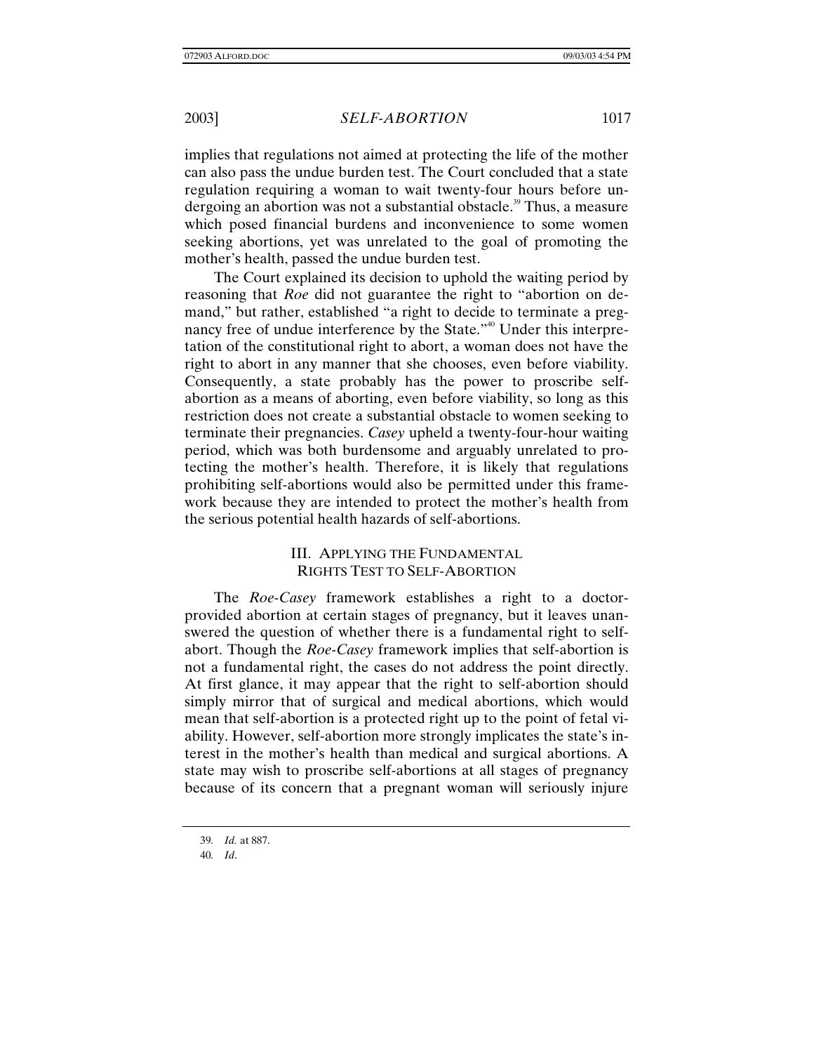implies that regulations not aimed at protecting the life of the mother can also pass the undue burden test. The Court concluded that a state regulation requiring a woman to wait twenty-four hours before undergoing an abortion was not a substantial obstacle.[39] Thus, a measure which posed financial burdens and inconvenience to some women seeking abortions, yet was unrelated to the goal of promoting the mother's health, passed the undue burden test.

The Court explained its decision to uphold the waiting period by reasoning that *Roe* did not guarantee the right to "abortion on demand," but rather, established "a right to decide to terminate a pregnancy free of undue interference by the State."[40] Under this interpretation of the constitutional right to abort, a woman does not have the right to abort in any manner that she chooses, even before viability. Consequently, a state probably has the power to proscribe self-abortion as a means of aborting, even before viability, so long as this restriction does not create a substantial obstacle to women seeking to terminate their pregnancies. *Casey* upheld a twenty-four-hour waiting period, which was both burdensome and arguably unrelated to protecting the mother's health. Therefore, it is likely that regulations prohibiting self-abortions would also be permitted under this framework because they are intended to protect the mother's health from the serious potential health hazards of self-abortions.

## III. APPLYING THE FUNDAMENTAL RIGHTS TEST TO SELF-ABORTION

The *Roe-Casey* framework establishes a right to a doctor-provided abortion at certain stages of pregnancy, but it leaves unanswered the question of whether there is a fundamental right to self-abort. Though the *Roe-Casey* framework implies that self-abortion is not a fundamental right, the cases do not address the point directly. At first glance, it may appear that the right to self-abortion should simply mirror that of surgical and medical abortions, which would mean that self-abortion is a protected right up to the point of fetal viability. However, self-abortion more strongly implicates the state's interest in the mother's health than medical and surgical abortions. A state may wish to proscribe self-abortions at all stages of pregnancy because of its concern that a pregnant woman will seriously injure

---

39. *Id.* at 887.

40. *Id*.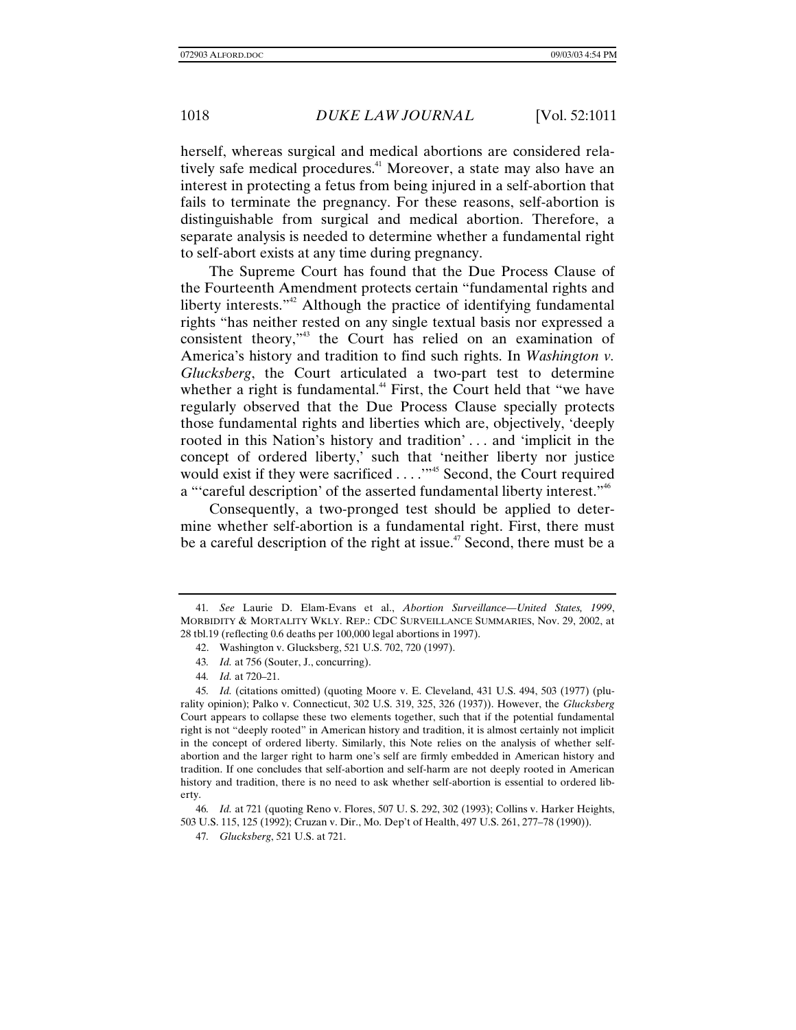herself, whereas surgical and medical abortions are considered relatively safe medical procedures.[41] Moreover, a state may also have an interest in protecting a fetus from being injured in a self-abortion that fails to terminate the pregnancy. For these reasons, self-abortion is distinguishable from surgical and medical abortion. Therefore, a separate analysis is needed to determine whether a fundamental right to self-abort exists at any time during pregnancy.

The Supreme Court has found that the Due Process Clause of the Fourteenth Amendment protects certain "fundamental rights and liberty interests."[42] Although the practice of identifying fundamental rights "has neither rested on any single textual basis nor expressed a consistent theory,"[43] the Court has relied on an examination of America's history and tradition to find such rights. In *Washington v. Glucksberg*, the Court articulated a two-part test to determine whether a right is fundamental.[44] First, the Court held that "we have regularly observed that the Due Process Clause specially protects those fundamental rights and liberties which are, objectively, 'deeply rooted in this Nation's history and tradition' . . . and 'implicit in the concept of ordered liberty,' such that 'neither liberty nor justice would exist if they were sacrificed . . . .'"[45] Second, the Court required a "'careful description' of the asserted fundamental liberty interest."[46]

Consequently, a two-pronged test should be applied to determine whether self-abortion is a fundamental right. First, there must be a careful description of the right at issue.[47] Second, there must be a

---

41. *See* Laurie D. Elam-Evans et al., *Abortion Surveillance—United States, 1999*, MORBIDITY & MORTALITY WKLY. REP.: CDC SURVEILLANCE SUMMARIES, Nov. 29, 2002, at 28 tbl.19 (reflecting 0.6 deaths per 100,000 legal abortions in 1997).

42. Washington v. Glucksberg, 521 U.S. 702, 720 (1997).

43. *Id.* at 756 (Souter, J., concurring).

44. *Id.* at 720–21.

45. *Id.* (citations omitted) (quoting Moore v. E. Cleveland, 431 U.S. 494, 503 (1977) (plurality opinion); Palko v. Connecticut, 302 U.S. 319, 325, 326 (1937)). However, the *Glucksberg* Court appears to collapse these two elements together, such that if the potential fundamental right is not "deeply rooted" in American history and tradition, it is almost certainly not implicit in the concept of ordered liberty. Similarly, this Note relies on the analysis of whether self-abortion and the larger right to harm one's self are firmly embedded in American history and tradition. If one concludes that self-abortion and self-harm are not deeply rooted in American history and tradition, there is no need to ask whether self-abortion is essential to ordered liberty.

46. *Id.* at 721 (quoting Reno v. Flores, 507 U. S. 292, 302 (1993); Collins v. Harker Heights, 503 U.S. 115, 125 (1992); Cruzan v. Dir., Mo. Dep't of Health, 497 U.S. 261, 277–78 (1990)).

47. *Glucksberg*, 521 U.S. at 721.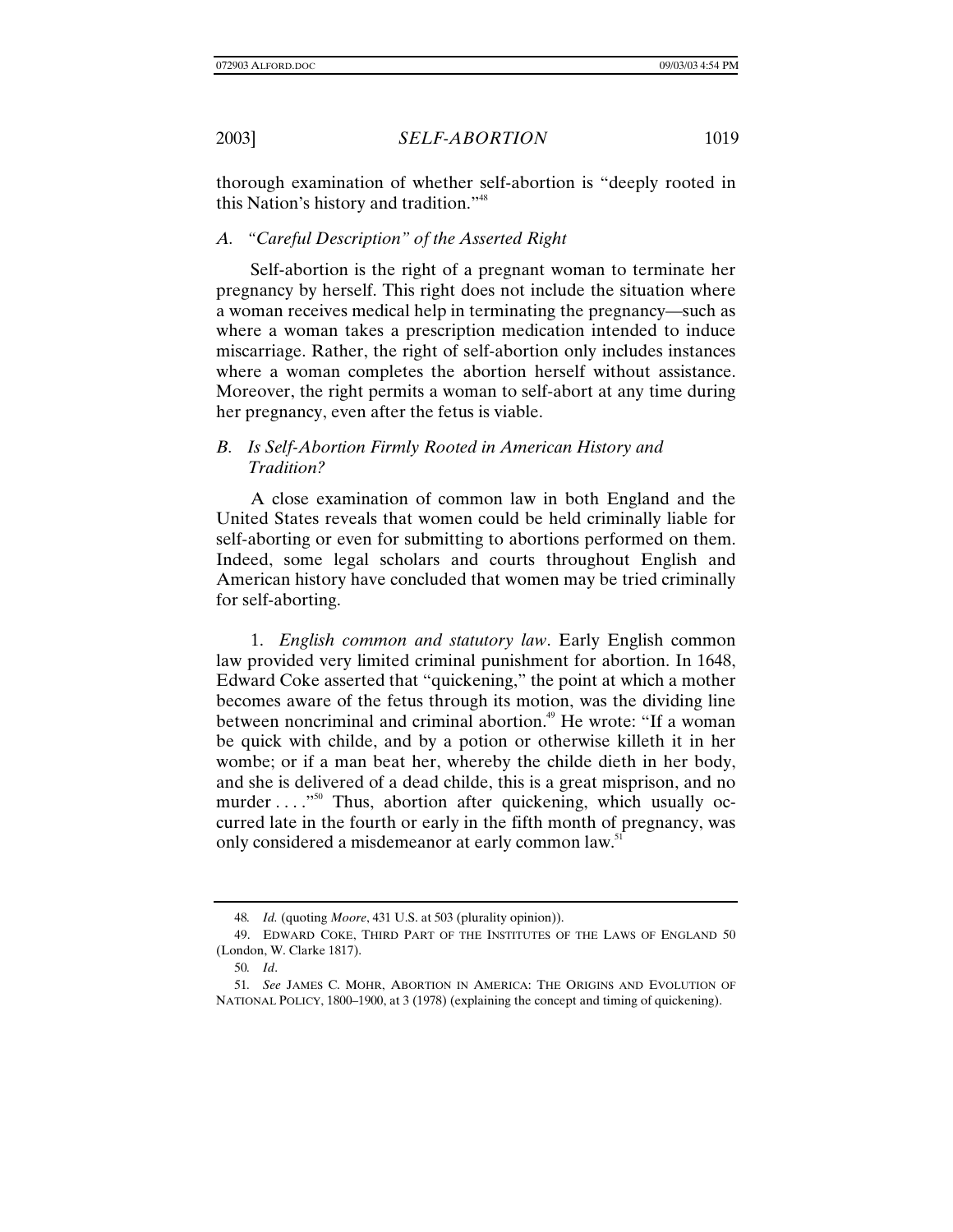thorough examination of whether self-abortion is "deeply rooted in this Nation's history and tradition."[48]

### A. "Careful Description" of the Asserted Right

Self-abortion is the right of a pregnant woman to terminate her pregnancy by herself. This right does not include the situation where a woman receives medical help in terminating the pregnancy—such as where a woman takes a prescription medication intended to induce miscarriage. Rather, the right of self-abortion only includes instances where a woman completes the abortion herself without assistance. Moreover, the right permits a woman to self-abort at any time during her pregnancy, even after the fetus is viable.

### B. Is Self-Abortion Firmly Rooted in American History and Tradition?

A close examination of common law in both England and the United States reveals that women could be held criminally liable for self-aborting or even for submitting to abortions performed on them. Indeed, some legal scholars and courts throughout English and American history have concluded that women may be tried criminally for self-aborting.

1. *English common and statutory law*. Early English common law provided very limited criminal punishment for abortion. In 1648, Edward Coke asserted that "quickening," the point at which a mother becomes aware of the fetus through its motion, was the dividing line between noncriminal and criminal abortion.[49] He wrote: "If a woman be quick with childe, and by a potion or otherwise killeth it in her wombe; or if a man beat her, whereby the childe dieth in her body, and she is delivered of a dead childe, this is a great misprison, and no murder . . . ."[50] Thus, abortion after quickening, which usually occurred late in the fourth or early in the fifth month of pregnancy, was only considered a misdemeanor at early common law.[51]

---

48. *Id.* (quoting *Moore*, 431 U.S. at 503 (plurality opinion)).

49. EDWARD COKE, THIRD PART OF THE INSTITUTES OF THE LAWS OF ENGLAND 50 (London, W. Clarke 1817).

50. *Id*.

51. *See* JAMES C. MOHR, ABORTION IN AMERICA: THE ORIGINS AND EVOLUTION OF NATIONAL POLICY, 1800–1900, at 3 (1978) (explaining the concept and timing of quickening).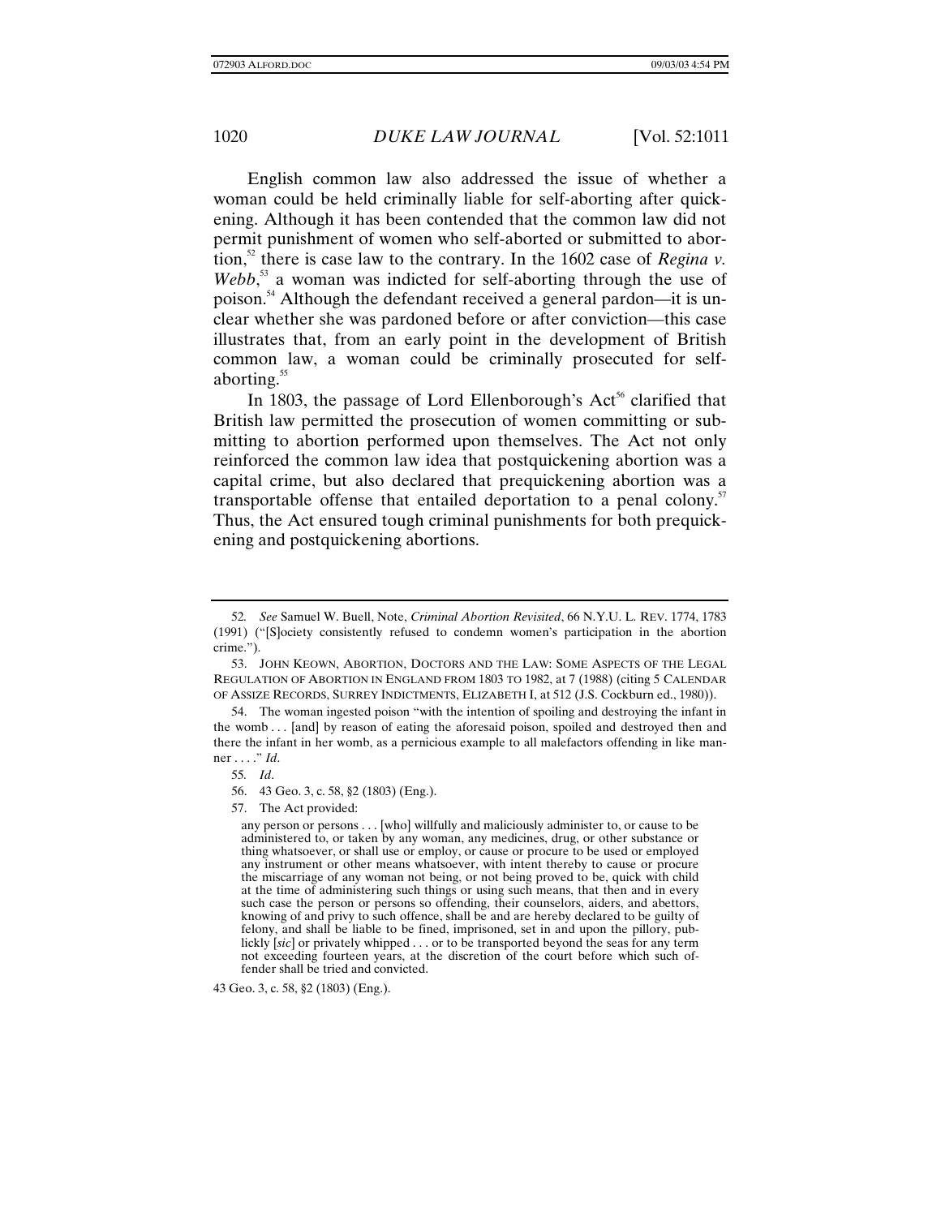English common law also addressed the issue of whether a woman could be held criminally liable for self-aborting after quickening. Although it has been contended that the common law did not permit punishment of women who self-aborted or submitted to abortion,[52] there is case law to the contrary. In the 1602 case of *Regina v. Webb*,[53] a woman was indicted for self-aborting through the use of poison.[54] Although the defendant received a general pardon—it is unclear whether she was pardoned before or after conviction—this case illustrates that, from an early point in the development of British common law, a woman could be criminally prosecuted for self-aborting.[55]

In 1803, the passage of Lord Ellenborough's Act[56] clarified that British law permitted the prosecution of women committing or submitting to abortion performed upon themselves. The Act not only reinforced the common law idea that postquickening abortion was a capital crime, but also declared that prequickening abortion was a transportable offense that entailed deportation to a penal colony.[57] Thus, the Act ensured tough criminal punishments for both prequickening and postquickening abortions.

---

52. *See* Samuel W. Buell, Note, *Criminal Abortion Revisited*, 66 N.Y.U. L. REV. 1774, 1783 (1991) ("[S]ociety consistently refused to condemn women's participation in the abortion crime.").

53. JOHN KEOWN, ABORTION, DOCTORS AND THE LAW: SOME ASPECTS OF THE LEGAL REGULATION OF ABORTION IN ENGLAND FROM 1803 TO 1982, at 7 (1988) (citing 5 CALENDAR OF ASSIZE RECORDS, SURREY INDICTMENTS, ELIZABETH I, at 512 (J.S. Cockburn ed., 1980)).

54. The woman ingested poison "with the intention of spoiling and destroying the infant in the womb . . . [and] by reason of eating the aforesaid poison, spoiled and destroyed then and there the infant in her womb, as a pernicious example to all malefactors offending in like manner . . . ." *Id*.

55. *Id*.

56. 43 Geo. 3, c. 58, §2 (1803) (Eng.).

57. The Act provided:

> any person or persons . . . [who] willfully and maliciously administer to, or cause to be administered to, or taken by any woman, any medicines, drug, or other substance or thing whatsoever, or shall use or employ, or cause or procure to be used or employed any instrument or other means whatsoever, with intent thereby to cause or procure the miscarriage of any woman not being, or not being proved to be, quick with child at the time of administering such things or using such means, that then and in every such case the person or persons so offending, their counselors, aiders, and abettors, knowing of and privy to such offence, shall be and are hereby declared to be guilty of felony, and shall be liable to be fined, imprisoned, set in and upon the pillory, publickly [*sic*] or privately whipped . . . or to be transported beyond the seas for any term not exceeding fourteen years, at the discretion of the court before which such offender shall be tried and convicted.

43 Geo. 3, c. 58, §2 (1803) (Eng.).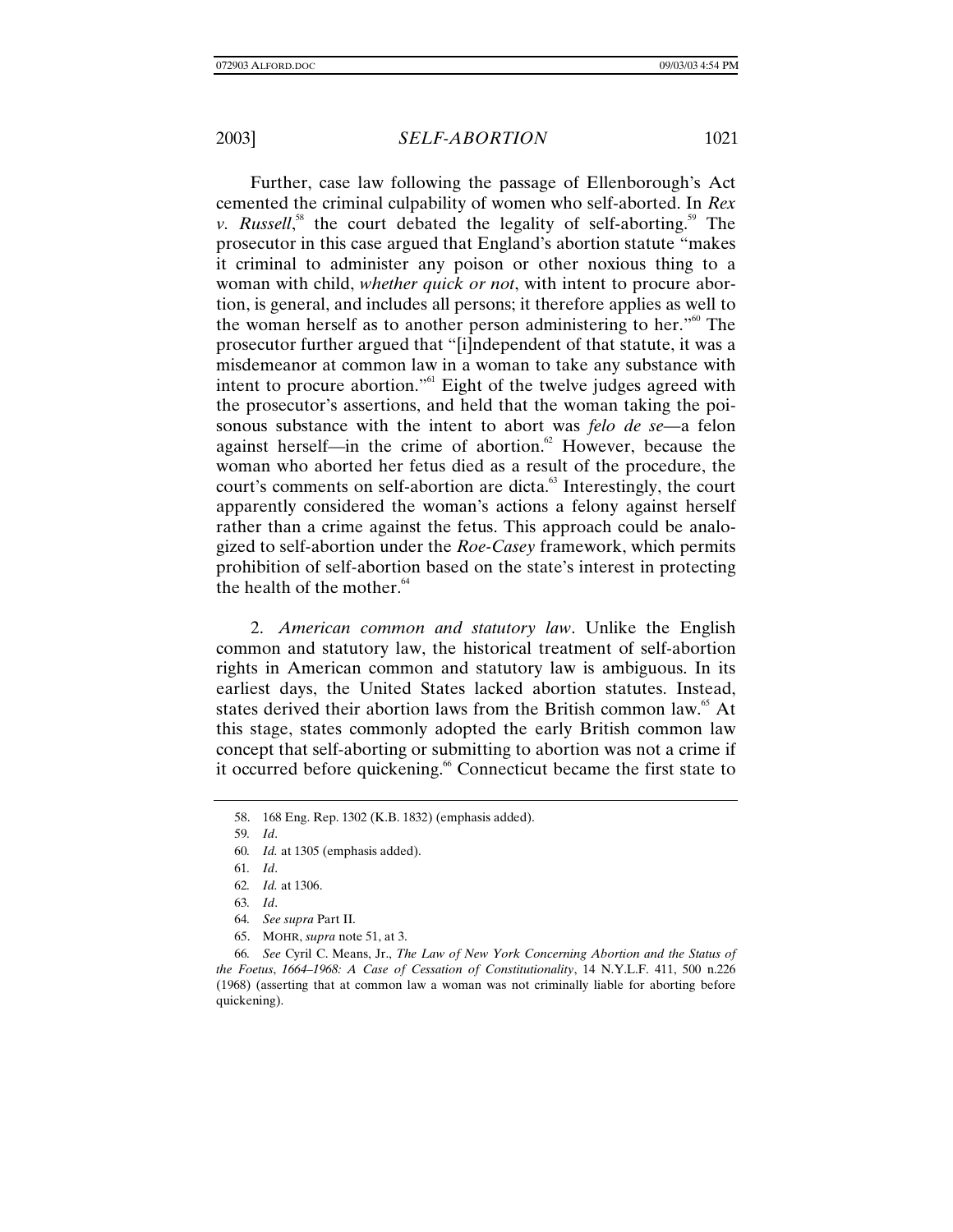Further, case law following the passage of Ellenborough's Act cemented the criminal culpability of women who self-aborted. In *Rex v. Russell*,[58] the court debated the legality of self-aborting.[59] The prosecutor in this case argued that England's abortion statute "makes it criminal to administer any poison or other noxious thing to a woman with child, *whether quick or not*, with intent to procure abortion, is general, and includes all persons; it therefore applies as well to the woman herself as to another person administering to her."[60] The prosecutor further argued that "[i]ndependent of that statute, it was a misdemeanor at common law in a woman to take any substance with intent to procure abortion."[61] Eight of the twelve judges agreed with the prosecutor's assertions, and held that the woman taking the poisonous substance with the intent to abort was *felo de se*—a felon against herself—in the crime of abortion.[62] However, because the woman who aborted her fetus died as a result of the procedure, the court's comments on self-abortion are dicta.[63] Interestingly, the court apparently considered the woman's actions a felony against herself rather than a crime against the fetus. This approach could be analogized to self-abortion under the *Roe-Casey* framework, which permits prohibition of self-abortion based on the state's interest in protecting the health of the mother.[64]

2. *American common and statutory law*. Unlike the English common and statutory law, the historical treatment of self-abortion rights in American common and statutory law is ambiguous. In its earliest days, the United States lacked abortion statutes. Instead, states derived their abortion laws from the British common law.[65] At this stage, states commonly adopted the early British common law concept that self-aborting or submitting to abortion was not a crime if it occurred before quickening.[66] Connecticut became the first state to

---

58. 168 Eng. Rep. 1302 (K.B. 1832) (emphasis added).

59. *Id*.

60. *Id.* at 1305 (emphasis added).

61. *Id*.

62. *Id.* at 1306.

63. *Id*.

64. *See supra* Part II.

65. MOHR, *supra* note 51, at 3.

66. *See* Cyril C. Means, Jr., *The Law of New York Concerning Abortion and the Status of the Foetus, 1664–1968: A Case of Cessation of Constitutionality*, 14 N.Y.L.F. 411, 500 n.226 (1968) (asserting that at common law a woman was not criminally liable for aborting before quickening).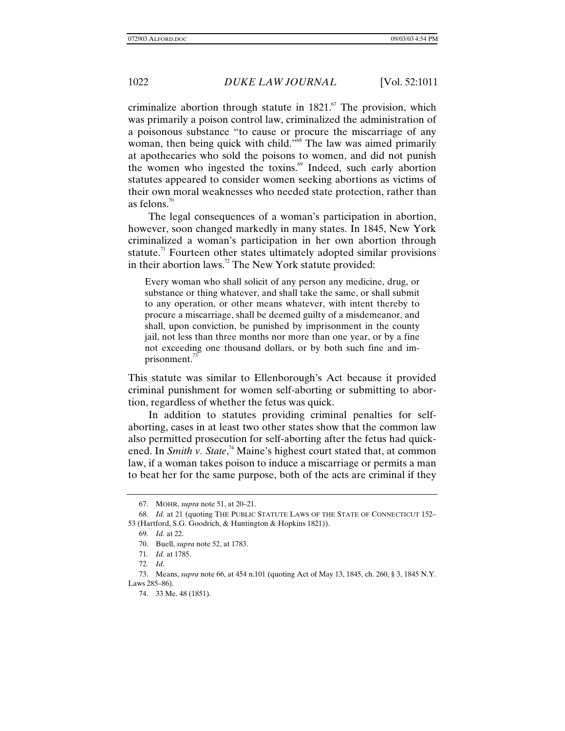criminalize abortion through statute in 1821.[67] The provision, which was primarily a poison control law, criminalized the administration of a poisonous substance "to cause or procure the miscarriage of any woman, then being quick with child."[68] The law was aimed primarily at apothecaries who sold the poisons to women, and did not punish the women who ingested the toxins.[69] Indeed, such early abortion statutes appeared to consider women seeking abortions as victims of their own moral weaknesses who needed state protection, rather than as felons.[70]

The legal consequences of a woman's participation in abortion, however, soon changed markedly in many states. In 1845, New York criminalized a woman's participation in her own abortion through statute.[71] Fourteen other states ultimately adopted similar provisions in their abortion laws.[72] The New York statute provided:

> Every woman who shall solicit of any person any medicine, drug, or substance or thing whatever, and shall take the same, or shall submit to any operation, or other means whatever, with intent thereby to procure a miscarriage, shall be deemed guilty of a misdemeanor, and shall, upon conviction, be punished by imprisonment in the county jail, not less than three months nor more than one year, or by a fine not exceeding one thousand dollars, or by both such fine and imprisonment.[73]

This statute was similar to Ellenborough's Act because it provided criminal punishment for women self-aborting or submitting to abortion, regardless of whether the fetus was quick.

In addition to statutes providing criminal penalties for self-aborting, cases in at least two other states show that the common law also permitted prosecution for self-aborting after the fetus had quickened. In *Smith v. State*,[74] Maine's highest court stated that, at common law, if a woman takes poison to induce a miscarriage or permits a man to beat her for the same purpose, both of the acts are criminal if they

---

67. MOHR, *supra* note 51, at 20–21.

68. *Id.* at 21 (quoting THE PUBLIC STATUTE LAWS OF THE STATE OF CONNECTICUT 152–53 (Hartford, S.G. Goodrich, & Huntington & Hopkins 1821)).

69. *Id.* at 22.

70. Buell, *supra* note 52, at 1783.

71. *Id.* at 1785.

72. *Id*.

73. Means, *supra* note 66, at 454 n.101 (quoting Act of May 13, 1845, ch. 260, § 3, 1845 N.Y. Laws 285–86).

74. 33 Me. 48 (1851).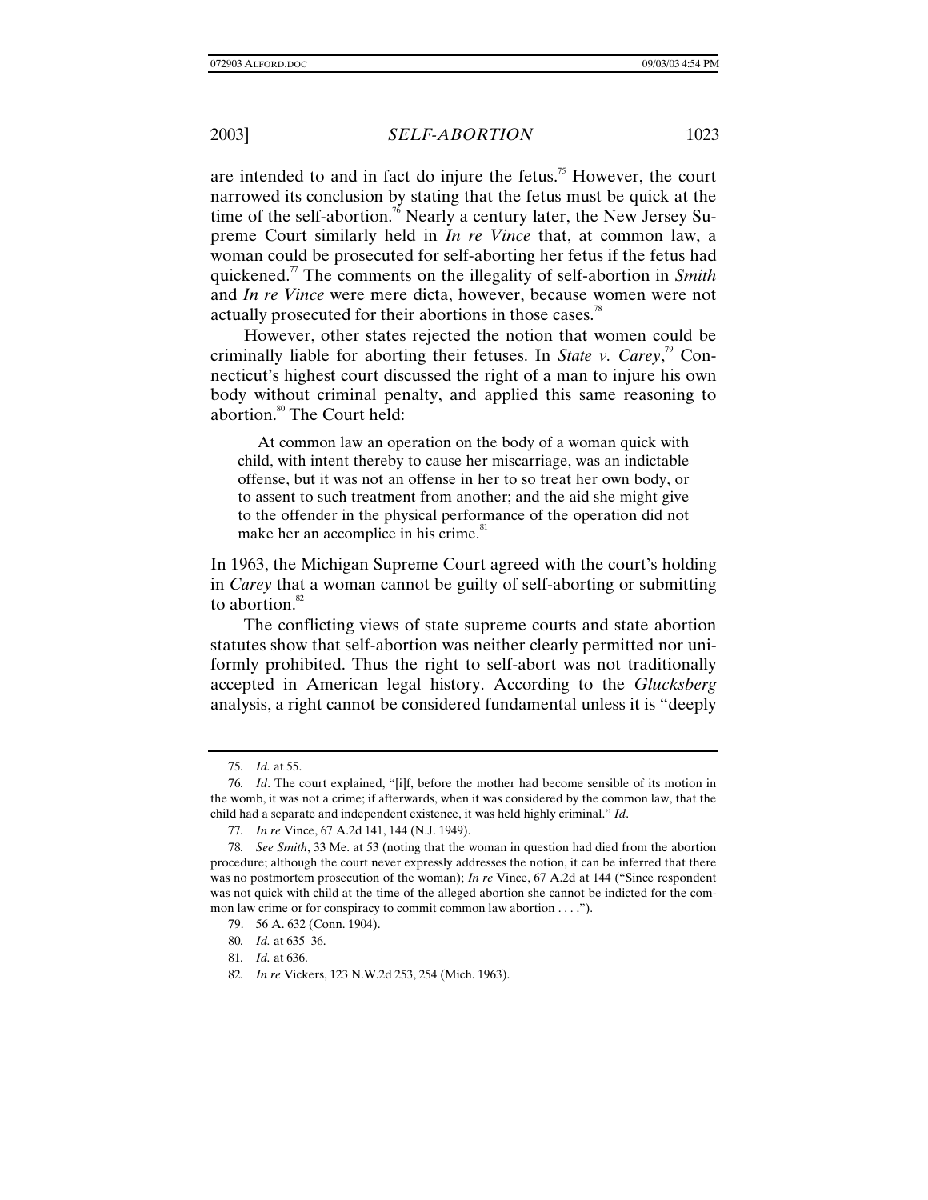are intended to and in fact do injure the fetus.[75] However, the court narrowed its conclusion by stating that the fetus must be quick at the time of the self-abortion.[76] Nearly a century later, the New Jersey Supreme Court similarly held in *In re Vince* that, at common law, a woman could be prosecuted for self-aborting her fetus if the fetus had quickened.[77] The comments on the illegality of self-abortion in *Smith* and *In re Vince* were mere dicta, however, because women were not actually prosecuted for their abortions in those cases.[78]

However, other states rejected the notion that women could be criminally liable for aborting their fetuses. In *State v. Carey*,[79] Connecticut's highest court discussed the right of a man to injure his own body without criminal penalty, and applied this same reasoning to abortion.[80] The Court held:

> At common law an operation on the body of a woman quick with child, with intent thereby to cause her miscarriage, was an indictable offense, but it was not an offense in her to so treat her own body, or to assent to such treatment from another; and the aid she might give to the offender in the physical performance of the operation did not make her an accomplice in his crime.[81]

In 1963, the Michigan Supreme Court agreed with the court's holding in *Carey* that a woman cannot be guilty of self-aborting or submitting to abortion.[82]

The conflicting views of state supreme courts and state abortion statutes show that self-abortion was neither clearly permitted nor uniformly prohibited. Thus the right to self-abort was not traditionally accepted in American legal history. According to the *Glucksberg* analysis, a right cannot be considered fundamental unless it is "deeply

---

75. *Id.* at 55.

76. *Id*. The court explained, "[i]f, before the mother had become sensible of its motion in the womb, it was not a crime; if afterwards, when it was considered by the common law, that the child had a separate and independent existence, it was held highly criminal." *Id*.

77. *In re* Vince, 67 A.2d 141, 144 (N.J. 1949).

78. *See Smith*, 33 Me. at 53 (noting that the woman in question had died from the abortion procedure; although the court never expressly addresses the notion, it can be inferred that there was no postmortem prosecution of the woman); *In re* Vince, 67 A.2d at 144 ("Since respondent was not quick with child at the time of the alleged abortion she cannot be indicted for the common law crime or for conspiracy to commit common law abortion . . . .").

79. 56 A. 632 (Conn. 1904).

80. *Id.* at 635–36.

81. *Id.* at 636.

82. *In re* Vickers, 123 N.W.2d 253, 254 (Mich. 1963).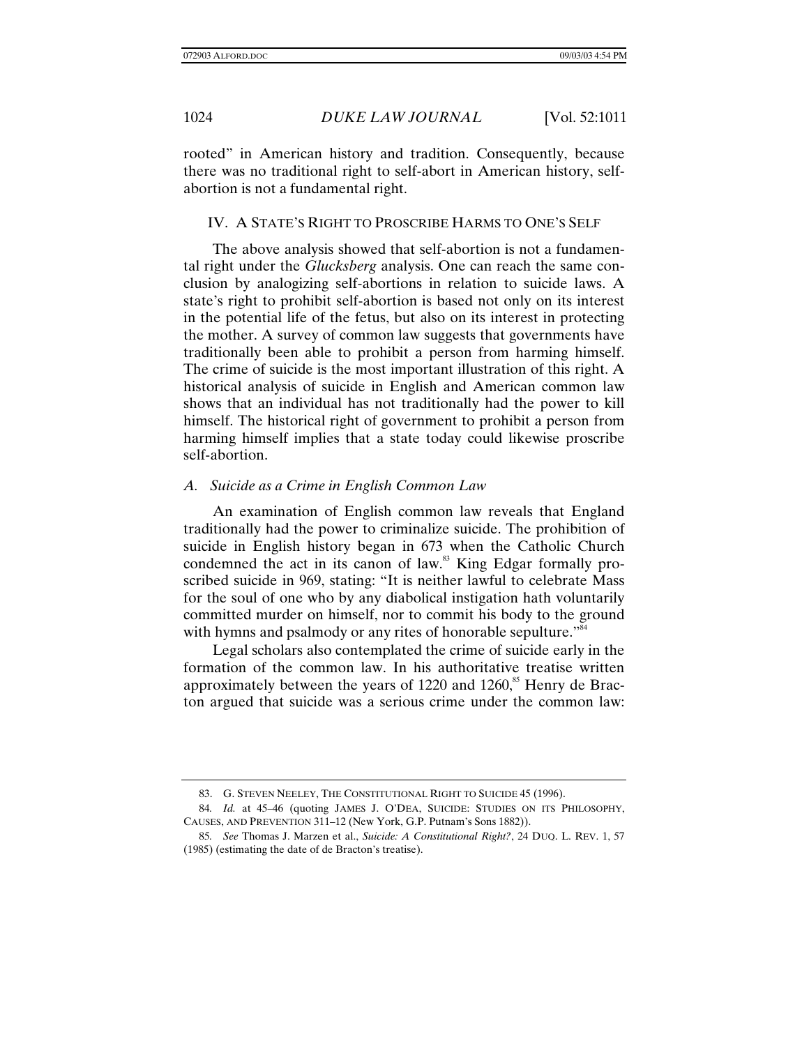rooted" in American history and tradition. Consequently, because there was no traditional right to self-abort in American history, self-abortion is not a fundamental right.

## IV. A STATE'S RIGHT TO PROSCRIBE HARMS TO ONE'S SELF

The above analysis showed that self-abortion is not a fundamental right under the *Glucksberg* analysis. One can reach the same conclusion by analogizing self-abortions in relation to suicide laws. A state's right to prohibit self-abortion is based not only on its interest in the potential life of the fetus, but also on its interest in protecting the mother. A survey of common law suggests that governments have traditionally been able to prohibit a person from harming himself. The crime of suicide is the most important illustration of this right. A historical analysis of suicide in English and American common law shows that an individual has not traditionally had the power to kill himself. The historical right of government to prohibit a person from harming himself implies that a state today could likewise proscribe self-abortion.

### *A. Suicide as a Crime in English Common Law*

An examination of English common law reveals that England traditionally had the power to criminalize suicide. The prohibition of suicide in English history began in 673 when the Catholic Church condemned the act in its canon of law.[83] King Edgar formally proscribed suicide in 969, stating: "It is neither lawful to celebrate Mass for the soul of one who by any diabolical instigation hath voluntarily committed murder on himself, nor to commit his body to the ground with hymns and psalmody or any rites of honorable sepulture."[84]

Legal scholars also contemplated the crime of suicide early in the formation of the common law. In his authoritative treatise written approximately between the years of 1220 and 1260,[85] Henry de Bracton argued that suicide was a serious crime under the common law:

---

83. G. STEVEN NEELEY, THE CONSTITUTIONAL RIGHT TO SUICIDE 45 (1996).

84. *Id.* at 45–46 (quoting JAMES J. O'DEA, SUICIDE: STUDIES ON ITS PHILOSOPHY, CAUSES, AND PREVENTION 311–12 (New York, G.P. Putnam's Sons 1882)).

85. *See* Thomas J. Marzen et al., *Suicide: A Constitutional Right?*, 24 DUQ. L. REV. 1, 57 (1985) (estimating the date of de Bracton's treatise).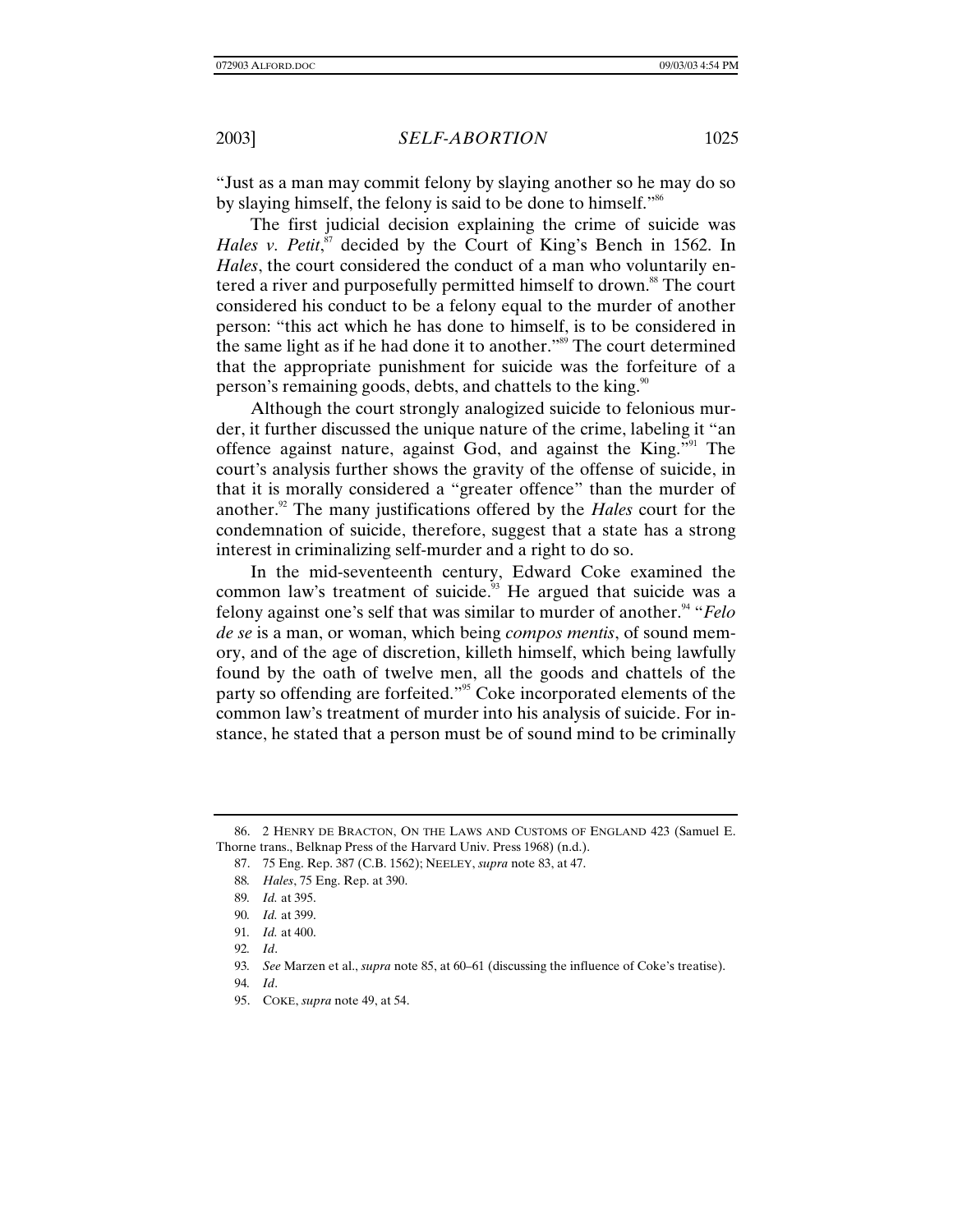"Just as a man may commit felony by slaying another so he may do so by slaying himself, the felony is said to be done to himself."[86]

The first judicial decision explaining the crime of suicide was *Hales v. Petit*,[87] decided by the Court of King's Bench in 1562. In *Hales*, the court considered the conduct of a man who voluntarily entered a river and purposefully permitted himself to drown.[88] The court considered his conduct to be a felony equal to the murder of another person: "this act which he has done to himself, is to be considered in the same light as if he had done it to another."[89] The court determined that the appropriate punishment for suicide was the forfeiture of a person's remaining goods, debts, and chattels to the king.[90]

Although the court strongly analogized suicide to felonious murder, it further discussed the unique nature of the crime, labeling it "an offence against nature, against God, and against the King."[91] The court's analysis further shows the gravity of the offense of suicide, in that it is morally considered a "greater offence" than the murder of another.[92] The many justifications offered by the *Hales* court for the condemnation of suicide, therefore, suggest that a state has a strong interest in criminalizing self-murder and a right to do so.

In the mid-seventeenth century, Edward Coke examined the common law's treatment of suicide.[93] He argued that suicide was a felony against one's self that was similar to murder of another.[94] "*Felo de se* is a man, or woman, which being *compos mentis*, of sound memory, and of the age of discretion, killeth himself, which being lawfully found by the oath of twelve men, all the goods and chattels of the party so offending are forfeited."[95] Coke incorporated elements of the common law's treatment of murder into his analysis of suicide. For instance, he stated that a person must be of sound mind to be criminally

---

86. 2 HENRY DE BRACTON, ON THE LAWS AND CUSTOMS OF ENGLAND 423 (Samuel E. Thorne trans., Belknap Press of the Harvard Univ. Press 1968) (n.d.).

87. 75 Eng. Rep. 387 (C.B. 1562); NEELEY, *supra* note 83, at 47.

88. *Hales*, 75 Eng. Rep. at 390.

89. *Id.* at 395.

90. *Id.* at 399.

91. *Id.* at 400.

92. *Id*.

93. *See* Marzen et al., *supra* note 85, at 60–61 (discussing the influence of Coke's treatise).

94. *Id*.

95. COKE, *supra* note 49, at 54.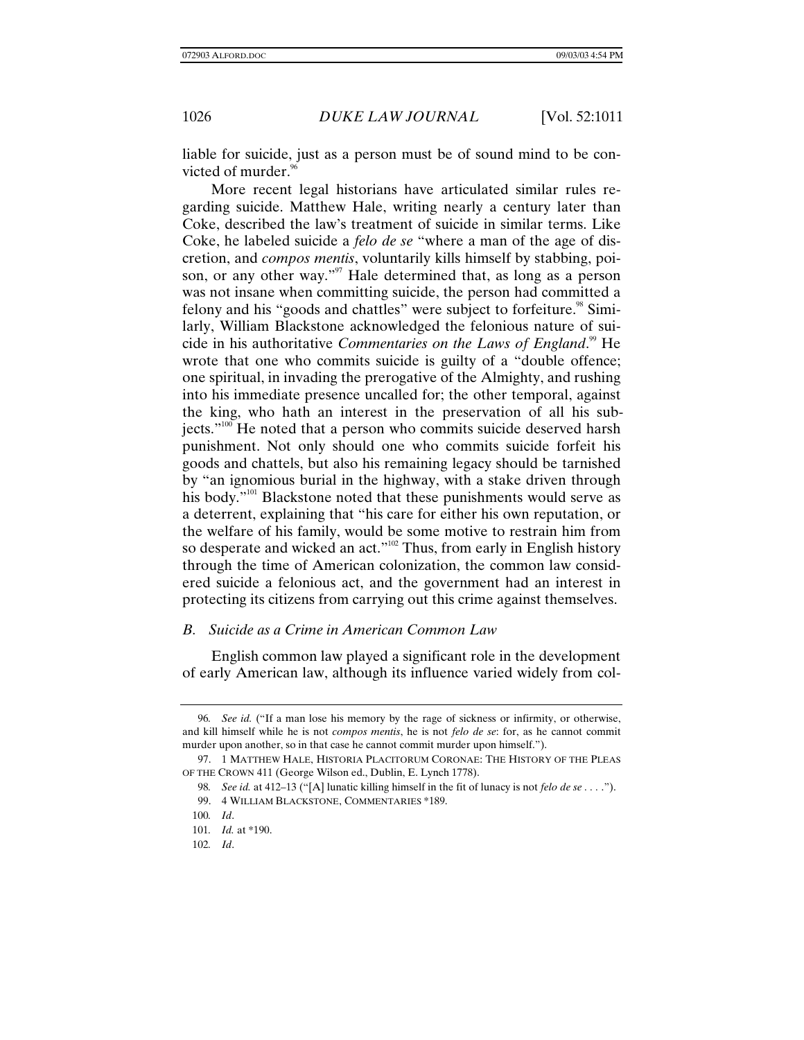liable for suicide, just as a person must be of sound mind to be convicted of murder.[96]

More recent legal historians have articulated similar rules regarding suicide. Matthew Hale, writing nearly a century later than Coke, described the law's treatment of suicide in similar terms. Like Coke, he labeled suicide a *felo de se* "where a man of the age of discretion, and *compos mentis*, voluntarily kills himself by stabbing, poison, or any other way."[97] Hale determined that, as long as a person was not insane when committing suicide, the person had committed a felony and his "goods and chattels" were subject to forfeiture.[98] Similarly, William Blackstone acknowledged the felonious nature of suicide in his authoritative *Commentaries on the Laws of England*.[99] He wrote that one who commits suicide is guilty of a "double offence; one spiritual, in invading the prerogative of the Almighty, and rushing into his immediate presence uncalled for; the other temporal, against the king, who hath an interest in the preservation of all his subjects."[100] He noted that a person who commits suicide deserved harsh punishment. Not only should one who commits suicide forfeit his goods and chattels, but also his remaining legacy should be tarnished by "an ignomious burial in the highway, with a stake driven through his body."[101] Blackstone noted that these punishments would serve as a deterrent, explaining that "his care for either his own reputation, or the welfare of his family, would be some motive to restrain him from so desperate and wicked an act."[102] Thus, from early in English history through the time of American colonization, the common law considered suicide a felonious act, and the government had an interest in protecting its citizens from carrying out this crime against themselves.

### *B. Suicide as a Crime in American Common Law*

English common law played a significant role in the development of early American law, although its influence varied widely from col-

---

96. *See id.* ("If a man lose his memory by the rage of sickness or infirmity, or otherwise, and kill himself while he is not *compos mentis*, he is not *felo de se*: for, as he cannot commit murder upon another, so in that case he cannot commit murder upon himself.").

97. 1 MATTHEW HALE, HISTORIA PLACITORUM CORONAE: THE HISTORY OF THE PLEAS OF THE CROWN 411 (George Wilson ed., Dublin, E. Lynch 1778).

98. *See id.* at 412–13 ("[A] lunatic killing himself in the fit of lunacy is not *felo de se* . . . .").

99. 4 WILLIAM BLACKSTONE, COMMENTARIES *189.

100. *Id*.

101. *Id.* at *190.

102. *Id*.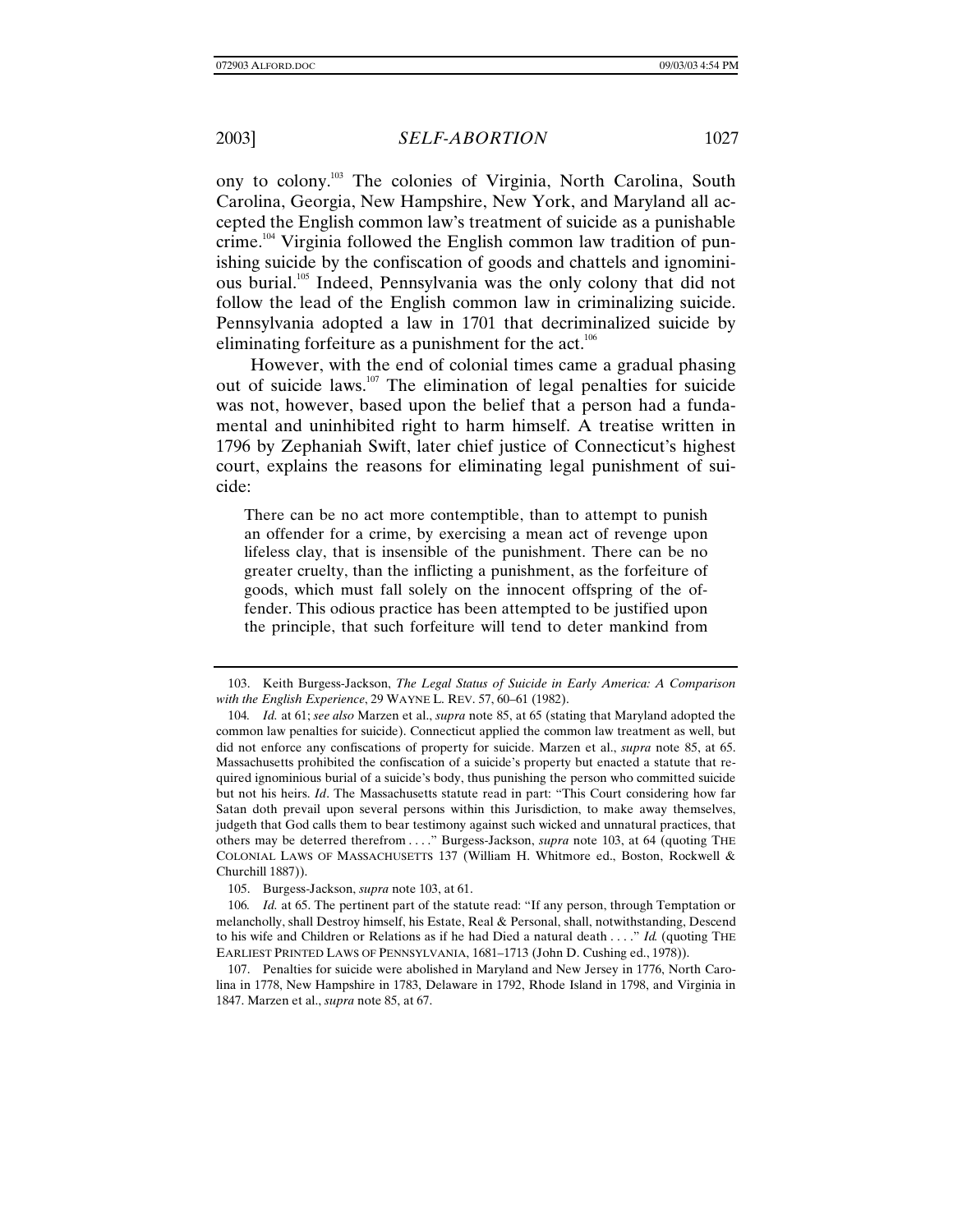ony to colony.[103] The colonies of Virginia, North Carolina, South Carolina, Georgia, New Hampshire, New York, and Maryland all accepted the English common law's treatment of suicide as a punishable crime.[104] Virginia followed the English common law tradition of punishing suicide by the confiscation of goods and chattels and ignominious burial.[105] Indeed, Pennsylvania was the only colony that did not follow the lead of the English common law in criminalizing suicide. Pennsylvania adopted a law in 1701 that decriminalized suicide by eliminating forfeiture as a punishment for the act.[106]

However, with the end of colonial times came a gradual phasing out of suicide laws.[107] The elimination of legal penalties for suicide was not, however, based upon the belief that a person had a fundamental and uninhibited right to harm himself. A treatise written in 1796 by Zephaniah Swift, later chief justice of Connecticut's highest court, explains the reasons for eliminating legal punishment of suicide:

> There can be no act more contemptible, than to attempt to punish an offender for a crime, by exercising a mean act of revenge upon lifeless clay, that is insensible of the punishment. There can be no greater cruelty, than the inflicting a punishment, as the forfeiture of goods, which must fall solely on the innocent offspring of the offender. This odious practice has been attempted to be justified upon the principle, that such forfeiture will tend to deter mankind from

---

103. Keith Burgess-Jackson, *The Legal Status of Suicide in Early America: A Comparison with the English Experience*, 29 WAYNE L. REV. 57, 60–61 (1982).

104. *Id.* at 61; *see also* Marzen et al., *supra* note 85, at 65 (stating that Maryland adopted the common law penalties for suicide). Connecticut applied the common law treatment as well, but did not enforce any confiscations of property for suicide. Marzen et al., *supra* note 85, at 65. Massachusetts prohibited the confiscation of a suicide's property but enacted a statute that required ignominious burial of a suicide's body, thus punishing the person who committed suicide but not his heirs. *Id*. The Massachusetts statute read in part: "This Court considering how far Satan doth prevail upon several persons within this Jurisdiction, to make away themselves, judgeth that God calls them to bear testimony against such wicked and unnatural practices, that others may be deterred therefrom . . . ." Burgess-Jackson, *supra* note 103, at 64 (quoting THE COLONIAL LAWS OF MASSACHUSETTS 137 (William H. Whitmore ed., Boston, Rockwell & Churchill 1887)).

105. Burgess-Jackson, *supra* note 103, at 61.

106. *Id.* at 65. The pertinent part of the statute read: "If any person, through Temptation or melancholly, shall Destroy himself, his Estate, Real & Personal, shall, notwithstanding, Descend to his wife and Children or Relations as if he had Died a natural death . . . ." *Id.* (quoting THE EARLIEST PRINTED LAWS OF PENNSYLVANIA, 1681–1713 (John D. Cushing ed., 1978)).

107. Penalties for suicide were abolished in Maryland and New Jersey in 1776, North Carolina in 1778, New Hampshire in 1783, Delaware in 1792, Rhode Island in 1798, and Virginia in 1847. Marzen et al., *supra* note 85, at 67.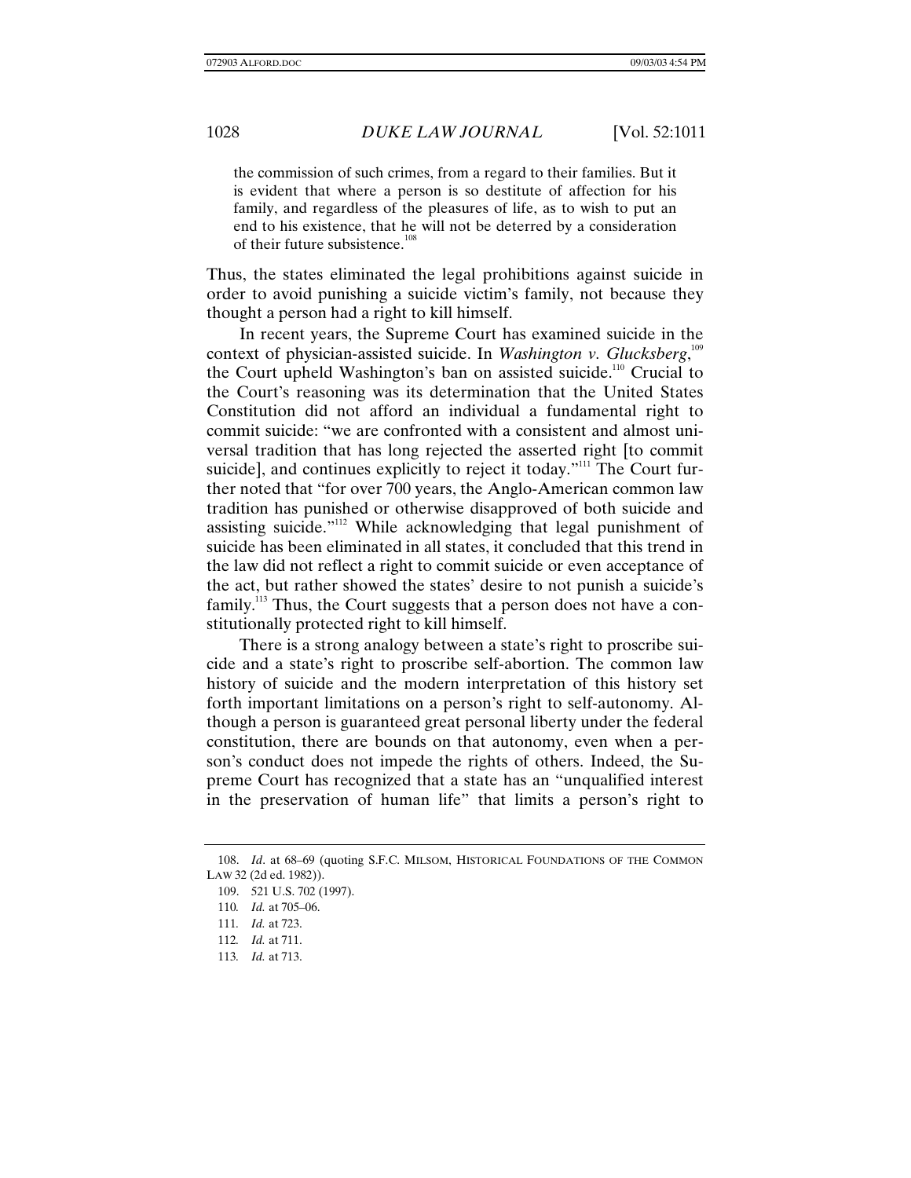> the commission of such crimes, from a regard to their families. But it is evident that where a person is so destitute of affection for his family, and regardless of the pleasures of life, as to wish to put an end to his existence, that he will not be deterred by a consideration of their future subsistence.[108]

Thus, the states eliminated the legal prohibitions against suicide in order to avoid punishing a suicide victim's family, not because they thought a person had a right to kill himself.

In recent years, the Supreme Court has examined suicide in the context of physician-assisted suicide. In *Washington v. Glucksberg*,[109] the Court upheld Washington's ban on assisted suicide.[110] Crucial to the Court's reasoning was its determination that the United States Constitution did not afford an individual a fundamental right to commit suicide: "we are confronted with a consistent and almost universal tradition that has long rejected the asserted right [to commit suicide], and continues explicitly to reject it today."[111] The Court further noted that "for over 700 years, the Anglo-American common law tradition has punished or otherwise disapproved of both suicide and assisting suicide."[112] While acknowledging that legal punishment of suicide has been eliminated in all states, it concluded that this trend in the law did not reflect a right to commit suicide or even acceptance of the act, but rather showed the states' desire to not punish a suicide's family.[113] Thus, the Court suggests that a person does not have a constitutionally protected right to kill himself.

There is a strong analogy between a state's right to proscribe suicide and a state's right to proscribe self-abortion. The common law history of suicide and the modern interpretation of this history set forth important limitations on a person's right to self-autonomy. Although a person is guaranteed great personal liberty under the federal constitution, there are bounds on that autonomy, even when a person's conduct does not impede the rights of others. Indeed, the Supreme Court has recognized that a state has an "unqualified interest in the preservation of human life" that limits a person's right to

---

108. *Id*. at 68–69 (quoting S.F.C. MILSOM, HISTORICAL FOUNDATIONS OF THE COMMON LAW 32 (2d ed. 1982)).

109. 521 U.S. 702 (1997).

110. *Id.* at 705–06.

111. *Id.* at 723.

112. *Id.* at 711.

113. *Id.* at 713.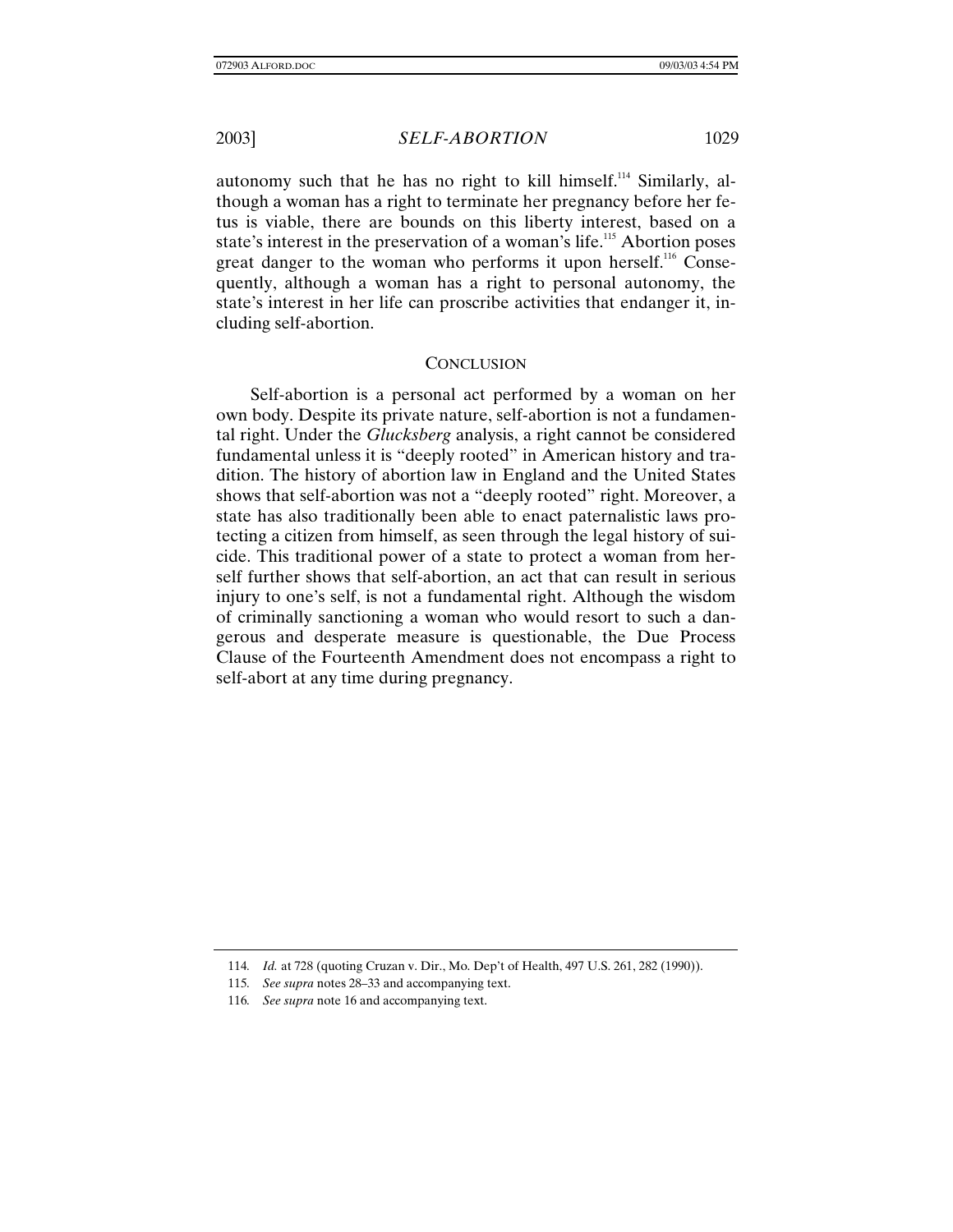autonomy such that he has no right to kill himself.[114] Similarly, although a woman has a right to terminate her pregnancy before her fetus is viable, there are bounds on this liberty interest, based on a state's interest in the preservation of a woman's life.[115] Abortion poses great danger to the woman who performs it upon herself.[116] Consequently, although a woman has a right to personal autonomy, the state's interest in her life can proscribe activities that endanger it, including self-abortion.

## CONCLUSION

Self-abortion is a personal act performed by a woman on her own body. Despite its private nature, self-abortion is not a fundamental right. Under the *Glucksberg* analysis, a right cannot be considered fundamental unless it is "deeply rooted" in American history and tradition. The history of abortion law in England and the United States shows that self-abortion was not a "deeply rooted" right. Moreover, a state has also traditionally been able to enact paternalistic laws protecting a citizen from himself, as seen through the legal history of suicide. This traditional power of a state to protect a woman from herself further shows that self-abortion, an act that can result in serious injury to one's self, is not a fundamental right. Although the wisdom of criminally sanctioning a woman who would resort to such a dangerous and desperate measure is questionable, the Due Process Clause of the Fourteenth Amendment does not encompass a right to self-abort at any time during pregnancy.

---

114. *Id.* at 728 (quoting Cruzan v. Dir., Mo. Dep't of Health, 497 U.S. 261, 282 (1990)).

115. *See supra* notes 28–33 and accompanying text.

116. *See supra* note 16 and accompanying text.